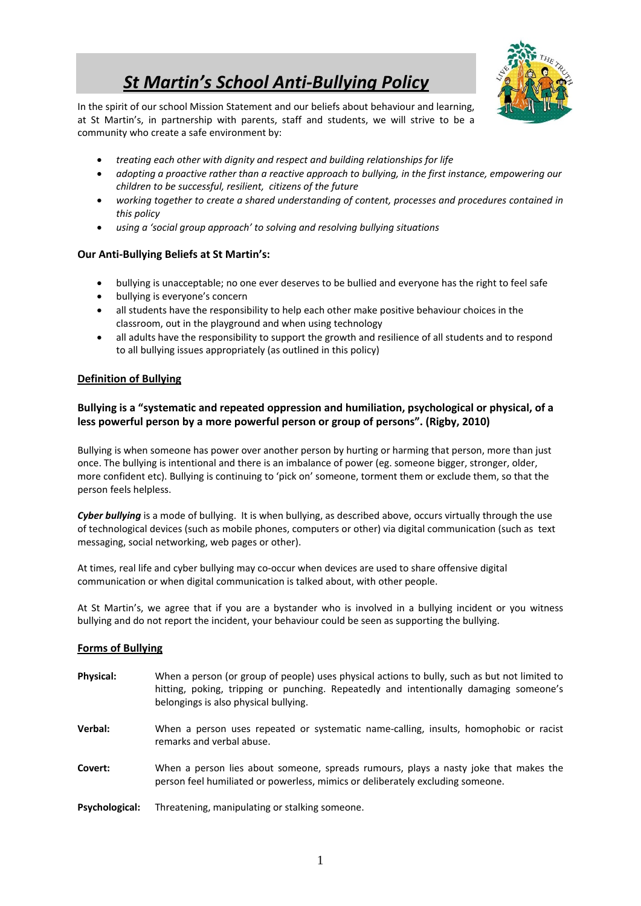# *St Martin's School Anti-Bullying Policy*

In the spirit of our school Mission Statement and our beliefs about behaviour and learning, at St Martin's, in partnership with parents, staff and students, we will strive to be a community who create a safe environment by:

- *treating each other with dignity and respect and building relationships for life*
- *adopting a proactive rather than a reactive approach to bullying, in the first instance, empowering our children to be successful, resilient, citizens of the future*
- *working together to create a shared understanding of content, processes and procedures contained in this policy*
- *using a 'social group approach' to solving and resolving bullying situations*

### Our Anti-Bullying Beliefs at St Martin's:

- bullying is unacceptable; no one ever deserves to be bullied and everyone has the right to feel safe
- bullying is everyone's concern
- all students have the responsibility to help each other make positive behaviour choices in the classroom, out in the playground and when using technology
- all adults have the responsibility to support the growth and resilience of all students and to respond to all bullying issues appropriately (as outlined in this policy)

## Definition of Bullying

**Bullying is a "systematic and repeated oppression and humiliation, psychological or physical, of a less powerful person by a more powerful person or group of persons". (Rigby, 2010)**

Bullying is when someone has power over another person by hurting or harming that person, more than just once. The bullying is intentional and there is an imbalance of power (eg. someone bigger, stronger, older, more confident etc). Bullying is continuing to 'pick on' someone, torment them or exclude them, so that the person feels helpless.

***Cyber bullying*** is a mode of bullying. It is when bullying, as described above, occurs virtually through the use of technological devices (such as mobile phones, computers or other) via digital communication (such as text messaging, social networking, web pages or other).

At times, real life and cyber bullying may co-occur when devices are used to share offensive digital communication or when digital communication is talked about, with other people.

At St Martin's, we agree that if you are a bystander who is involved in a bullying incident or you witness bullying and do not report the incident, your behaviour could be seen as supporting the bullying.

## Forms of Bullying

**Physical:** When a person (or group of people) uses physical actions to bully, such as but not limited to hitting, poking, tripping or punching. Repeatedly and intentionally damaging someone's belongings is also physical bullying.

**Verbal:** When a person uses repeated or systematic name-calling, insults, homophobic or racist remarks and verbal abuse.

**Covert:** When a person lies about someone, spreads rumours, plays a nasty joke that makes the person feel humiliated or powerless, mimics or deliberately excluding someone.

**Psychological:** Threatening, manipulating or stalking someone.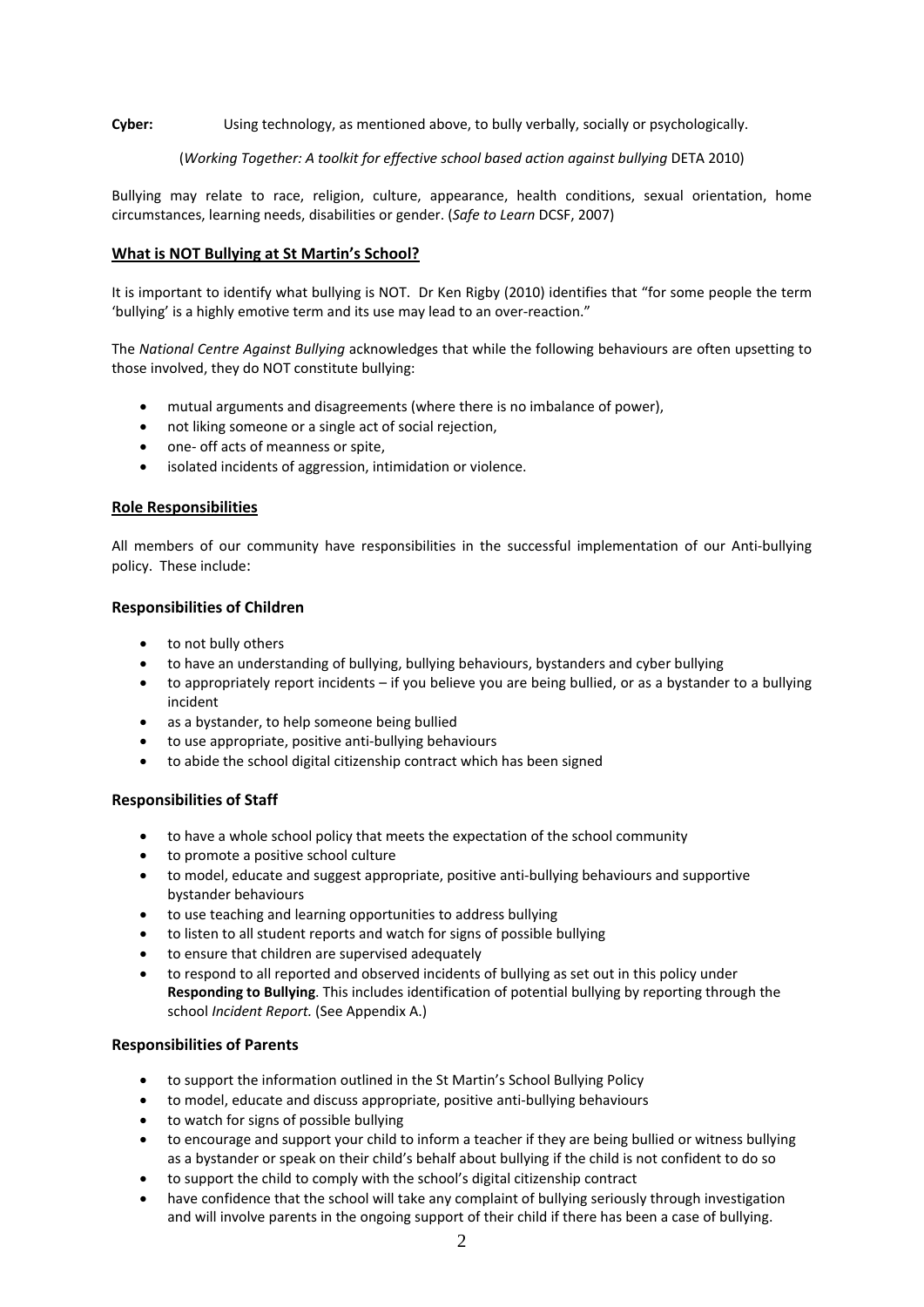**Cyber:** Using technology, as mentioned above, to bully verbally, socially or psychologically.

(*Working Together: A toolkit for effective school based action against bullying* DETA 2010)

Bullying may relate to race, religion, culture, appearance, health conditions, sexual orientation, home circumstances, learning needs, disabilities or gender. (*Safe to Learn* DCSF, 2007)

## What is NOT Bullying at St Martin's School?

It is important to identify what bullying is NOT. Dr Ken Rigby (2010) identifies that "for some people the term 'bullying' is a highly emotive term and its use may lead to an over-reaction."

The *National Centre Against Bullying* acknowledges that while the following behaviours are often upsetting to those involved, they do NOT constitute bullying:

- mutual arguments and disagreements (where there is no imbalance of power),
- not liking someone or a single act of social rejection,
- one- off acts of meanness or spite,
- isolated incidents of aggression, intimidation or violence.

## Role Responsibilities

All members of our community have responsibilities in the successful implementation of our Anti-bullying policy. These include:

### Responsibilities of Children

- to not bully others
- to have an understanding of bullying, bullying behaviours, bystanders and cyber bullying
- to appropriately report incidents – if you believe you are being bullied, or as a bystander to a bullying incident
- as a bystander, to help someone being bullied
- to use appropriate, positive anti-bullying behaviours
- to abide the school digital citizenship contract which has been signed

### Responsibilities of Staff

- to have a whole school policy that meets the expectation of the school community
- to promote a positive school culture
- to model, educate and suggest appropriate, positive anti-bullying behaviours and supportive bystander behaviours
- to use teaching and learning opportunities to address bullying
- to listen to all student reports and watch for signs of possible bullying
- to ensure that children are supervised adequately
- to respond to all reported and observed incidents of bullying as set out in this policy under **Responding to Bullying**. This includes identification of potential bullying by reporting through the school *Incident Report.* (See Appendix A.)

### Responsibilities of Parents

- to support the information outlined in the St Martin's School Bullying Policy
- to model, educate and discuss appropriate, positive anti-bullying behaviours
- to watch for signs of possible bullying
- to encourage and support your child to inform a teacher if they are being bullied or witness bullying as a bystander or speak on their child's behalf about bullying if the child is not confident to do so
- to support the child to comply with the school's digital citizenship contract
- have confidence that the school will take any complaint of bullying seriously through investigation and will involve parents in the ongoing support of their child if there has been a case of bullying.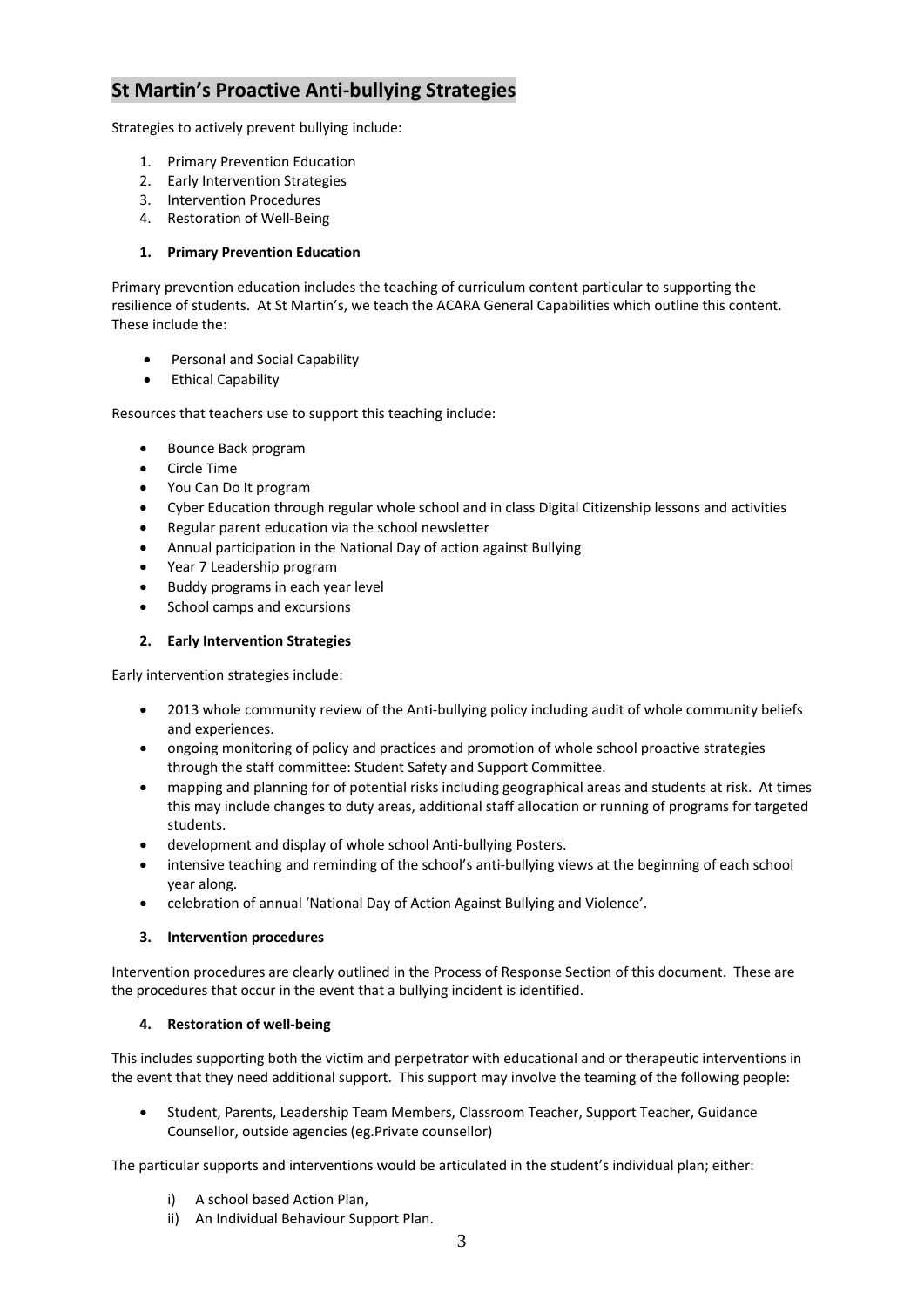## St Martin's Proactive Anti-bullying Strategies

Strategies to actively prevent bullying include:

1. Primary Prevention Education
2. Early Intervention Strategies
3. Intervention Procedures
4. Restoration of Well-Being

### 1. Primary Prevention Education

Primary prevention education includes the teaching of curriculum content particular to supporting the resilience of students. At St Martin's, we teach the ACARA General Capabilities which outline this content. These include the:

- Personal and Social Capability
- Ethical Capability

Resources that teachers use to support this teaching include:

- Bounce Back program
- Circle Time
- You Can Do It program
- Cyber Education through regular whole school and in class Digital Citizenship lessons and activities
- Regular parent education via the school newsletter
- Annual participation in the National Day of action against Bullying
- Year 7 Leadership program
- Buddy programs in each year level
- School camps and excursions

### 2. Early Intervention Strategies

Early intervention strategies include:

- 2013 whole community review of the Anti-bullying policy including audit of whole community beliefs and experiences.
- ongoing monitoring of policy and practices and promotion of whole school proactive strategies through the staff committee: Student Safety and Support Committee.
- mapping and planning for of potential risks including geographical areas and students at risk. At times this may include changes to duty areas, additional staff allocation or running of programs for targeted students.
- development and display of whole school Anti-bullying Posters.
- intensive teaching and reminding of the school's anti-bullying views at the beginning of each school year along.
- celebration of annual 'National Day of Action Against Bullying and Violence'.

### 3. Intervention procedures

Intervention procedures are clearly outlined in the Process of Response Section of this document. These are the procedures that occur in the event that a bullying incident is identified.

### 4. Restoration of well-being

This includes supporting both the victim and perpetrator with educational and or therapeutic interventions in the event that they need additional support. This support may involve the teaming of the following people:

- Student, Parents, Leadership Team Members, Classroom Teacher, Support Teacher, Guidance Counsellor, outside agencies (eg.Private counsellor)

The particular supports and interventions would be articulated in the student's individual plan; either:

i) A school based Action Plan,
ii) An Individual Behaviour Support Plan.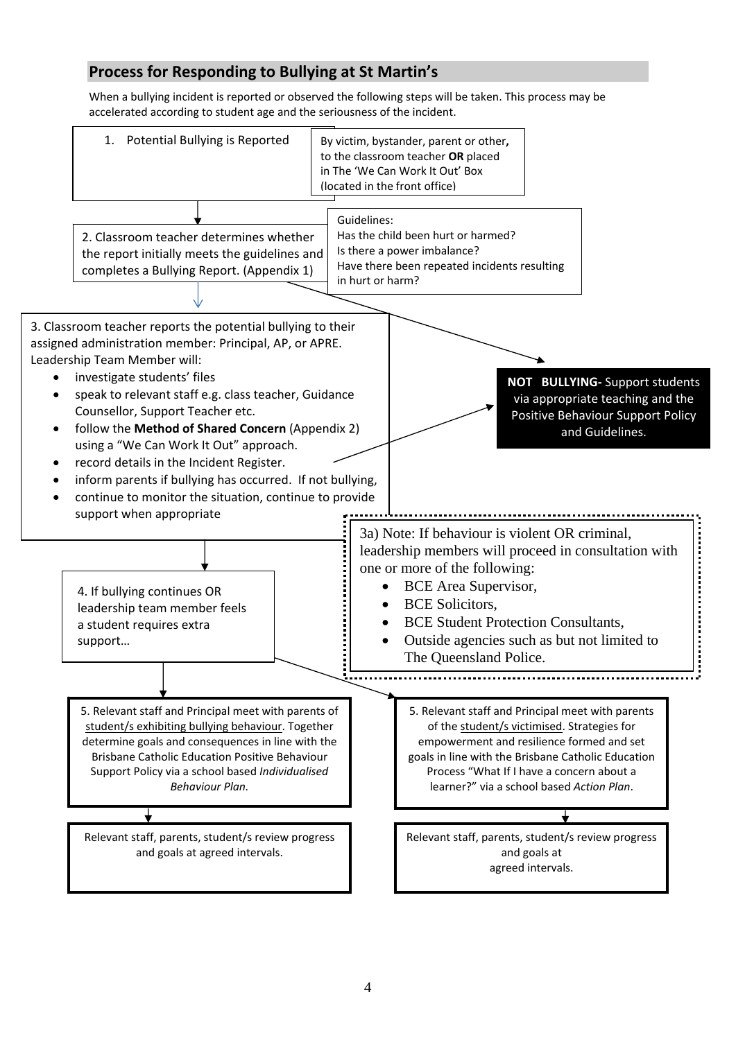## Process for Responding to Bullying at St Martin's

When a bullying incident is reported or observed the following steps will be taken. This process may be accelerated according to student age and the seriousness of the incident.

1. Potential Bullying is Reported

By victim, bystander, parent or other**,** to the classroom teacher **OR** placed in The 'We Can Work It Out' Box (located in the front office)

2. Classroom teacher determines whether the report initially meets the guidelines and completes a Bullying Report. (Appendix 1)

Guidelines:
Has the child been hurt or harmed?
Is there a power imbalance?
Have there been repeated incidents resulting in hurt or harm?

3. Classroom teacher reports the potential bullying to their assigned administration member: Principal, AP, or APRE. Leadership Team Member will:

- investigate students' files
- speak to relevant staff e.g. class teacher, Guidance Counsellor, Support Teacher etc.
- follow the **Method of Shared Concern** (Appendix 2) using a "We Can Work It Out" approach.
- record details in the Incident Register.
- inform parents if bullying has occurred. If not bullying,
- continue to monitor the situation, continue to provide support when appropriate

**NOT BULLYING-** Support students via appropriate teaching and the Positive Behaviour Support Policy and Guidelines.

3a) Note: If behaviour is violent OR criminal, leadership members will proceed in consultation with one or more of the following:

- BCE Area Supervisor,
- BCE Solicitors,
- BCE Student Protection Consultants,
- Outside agencies such as but not limited to The Queensland Police.

4. If bullying continues OR leadership team member feels a student requires extra support…

5. Relevant staff and Principal meet with parents of student/s exhibiting bullying behaviour. Together determine goals and consequences in line with the Brisbane Catholic Education Positive Behaviour Support Policy via a school based *Individualised Behaviour Plan.*

Relevant staff, parents, student/s review progress and goals at agreed intervals.

5. Relevant staff and Principal meet with parents of the student/s victimised. Strategies for empowerment and resilience formed and set goals in line with the Brisbane Catholic Education Process "What If I have a concern about a learner?" via a school based *Action Plan*.

Relevant staff, parents, student/s review progress and goals at agreed intervals.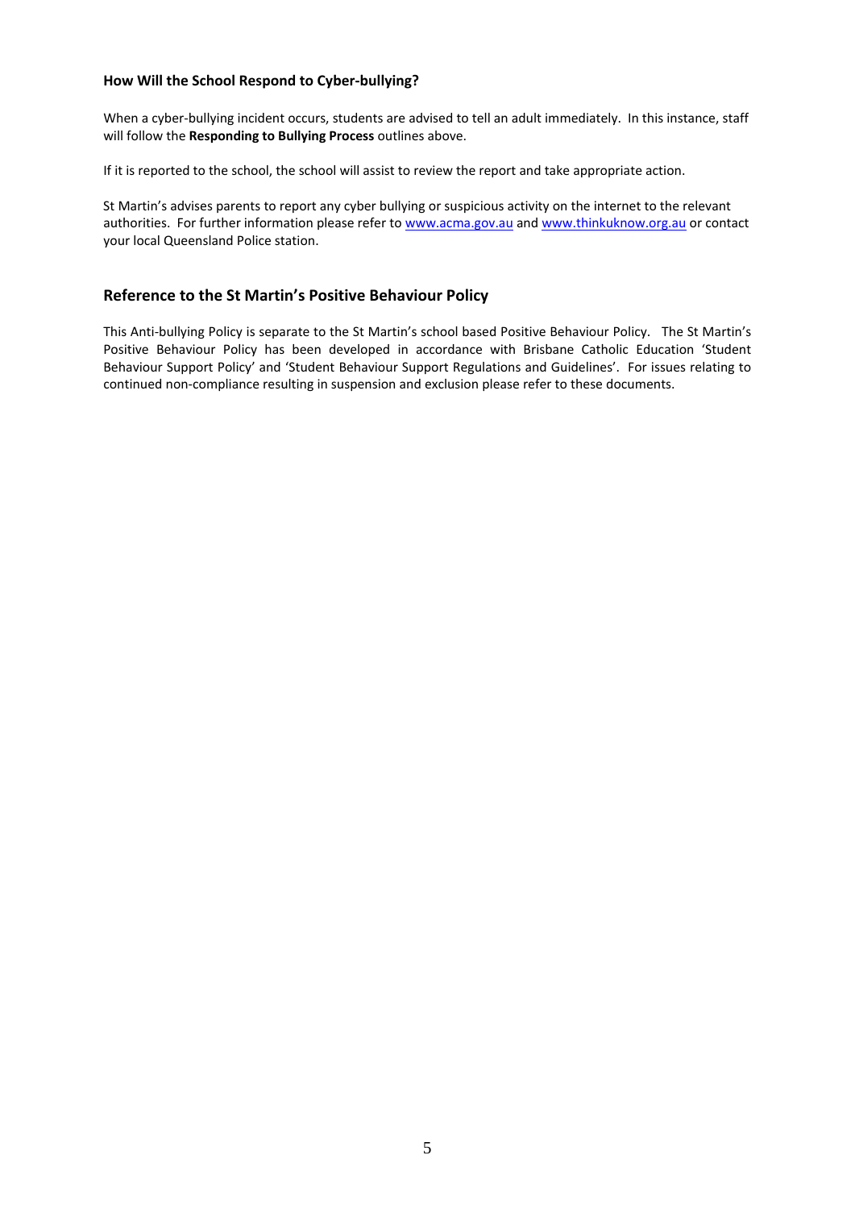### How Will the School Respond to Cyber-bullying?

When a cyber-bullying incident occurs, students are advised to tell an adult immediately. In this instance, staff will follow the **Responding to Bullying Process** outlines above.

If it is reported to the school, the school will assist to review the report and take appropriate action.

St Martin's advises parents to report any cyber bullying or suspicious activity on the internet to the relevant authorities. For further information please refer to www.acma.gov.au and www.thinkuknow.org.au or contact your local Queensland Police station.

## Reference to the St Martin's Positive Behaviour Policy

This Anti-bullying Policy is separate to the St Martin's school based Positive Behaviour Policy. The St Martin's Positive Behaviour Policy has been developed in accordance with Brisbane Catholic Education 'Student Behaviour Support Policy' and 'Student Behaviour Support Regulations and Guidelines'. For issues relating to continued non-compliance resulting in suspension and exclusion please refer to these documents.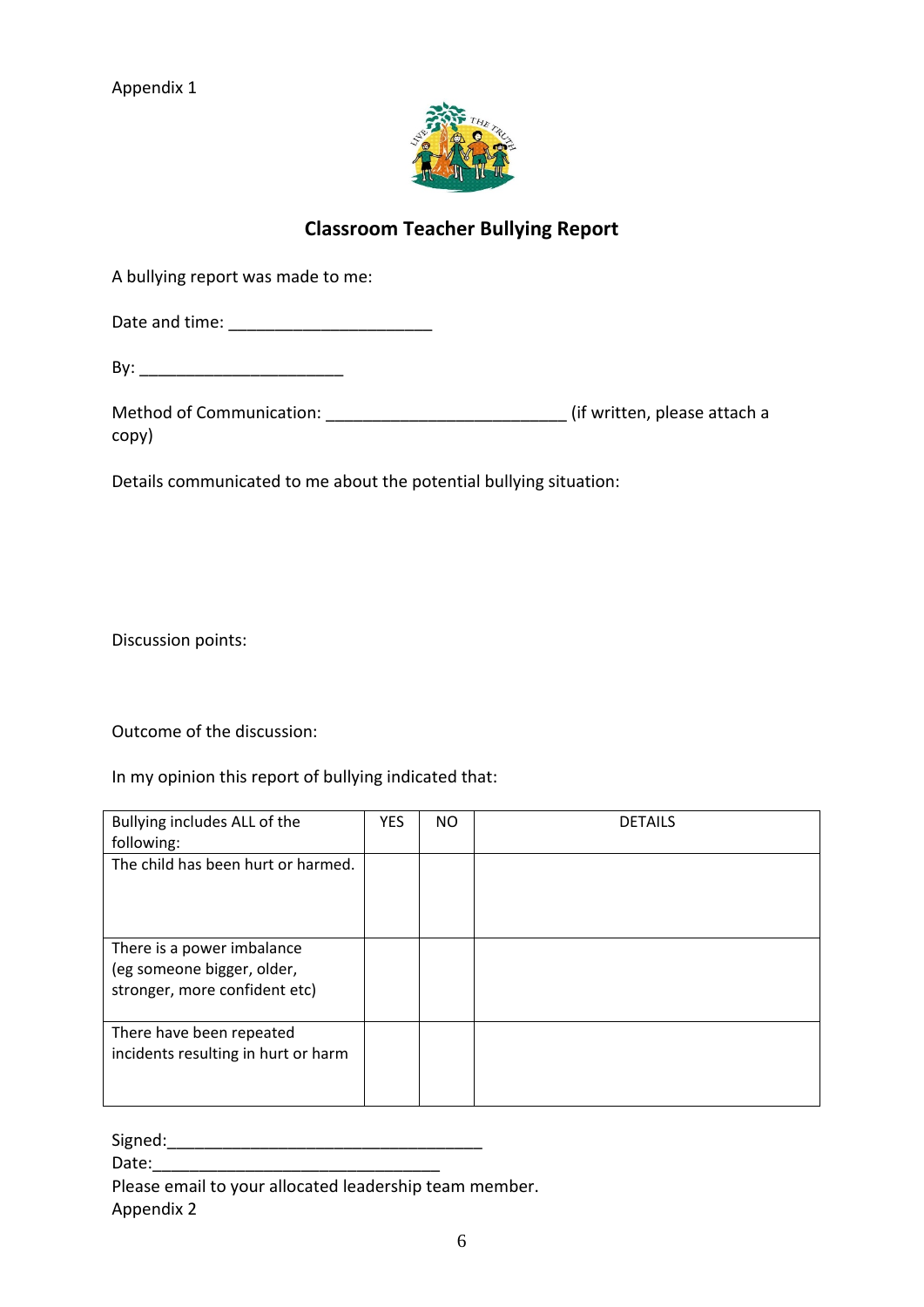Appendix 1

## Classroom Teacher Bullying Report

A bullying report was made to me:

Date and time: ______________________

By: ______________________

Method of Communication: __________________________ (if written, please attach a copy)

Details communicated to me about the potential bullying situation:

Discussion points:

Outcome of the discussion:

In my opinion this report of bullying indicated that:

| Bullying includes ALL of the following: | YES | NO | DETAILS |
|---|---|---|---|
| The child has been hurt or harmed. | | | |
| There is a power imbalance (eg someone bigger, older, stronger, more confident etc) | | | |
| There have been repeated incidents resulting in hurt or harm | | | |

Signed:__________________________________

Date:_______________________________

Please email to your allocated leadership team member.

Appendix 2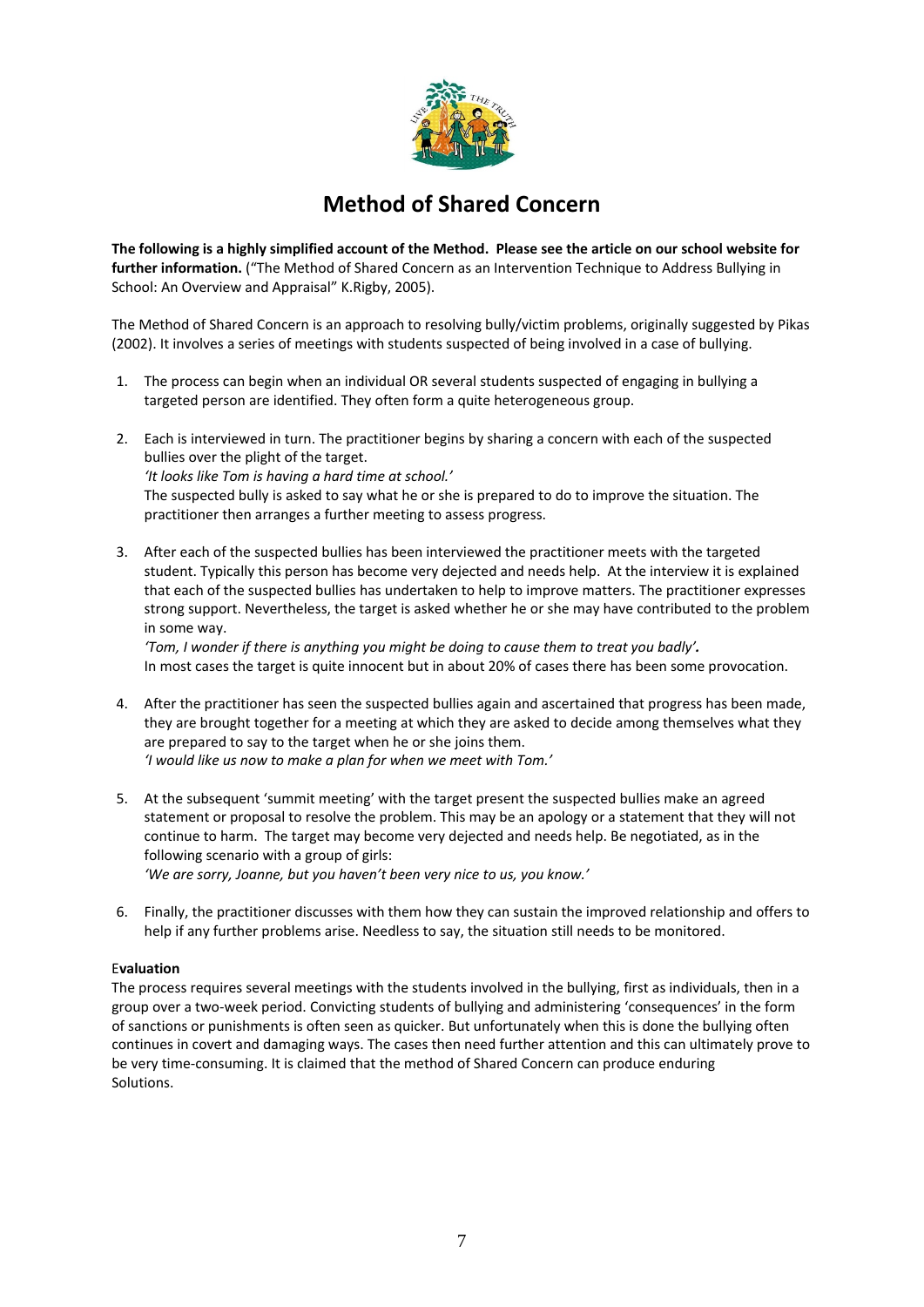# Method of Shared Concern

**The following is a highly simplified account of the Method. Please see the article on our school website for further information.** ("The Method of Shared Concern as an Intervention Technique to Address Bullying in School: An Overview and Appraisal" K.Rigby, 2005).

The Method of Shared Concern is an approach to resolving bully/victim problems, originally suggested by Pikas (2002). It involves a series of meetings with students suspected of being involved in a case of bullying.

1. The process can begin when an individual OR several students suspected of engaging in bullying a targeted person are identified. They often form a quite heterogeneous group.

2. Each is interviewed in turn. The practitioner begins by sharing a concern with each of the suspected bullies over the plight of the target.
   *'It looks like Tom is having a hard time at school.'*
   The suspected bully is asked to say what he or she is prepared to do to improve the situation. The practitioner then arranges a further meeting to assess progress.

3. After each of the suspected bullies has been interviewed the practitioner meets with the targeted student. Typically this person has become very dejected and needs help. At the interview it is explained that each of the suspected bullies has undertaken to help to improve matters. The practitioner expresses strong support. Nevertheless, the target is asked whether he or she may have contributed to the problem in some way.
   *'Tom, I wonder if there is anything you might be doing to cause them to treat you badly'.*
   In most cases the target is quite innocent but in about 20% of cases there has been some provocation.

4. After the practitioner has seen the suspected bullies again and ascertained that progress has been made, they are brought together for a meeting at which they are asked to decide among themselves what they are prepared to say to the target when he or she joins them.
   *'I would like us now to make a plan for when we meet with Tom.'*

5. At the subsequent 'summit meeting' with the target present the suspected bullies make an agreed statement or proposal to resolve the problem. This may be an apology or a statement that they will not continue to harm. The target may become very dejected and needs help. Be negotiated, as in the following scenario with a group of girls:
   *'We are sorry, Joanne, but you haven't been very nice to us, you know.'*

6. Finally, the practitioner discusses with them how they can sustain the improved relationship and offers to help if any further problems arise. Needless to say, the situation still needs to be monitored.

E**valuation**

The process requires several meetings with the students involved in the bullying, first as individuals, then in a group over a two-week period. Convicting students of bullying and administering 'consequences' in the form of sanctions or punishments is often seen as quicker. But unfortunately when this is done the bullying often continues in covert and damaging ways. The cases then need further attention and this can ultimately prove to be very time-consuming. It is claimed that the method of Shared Concern can produce enduring Solutions.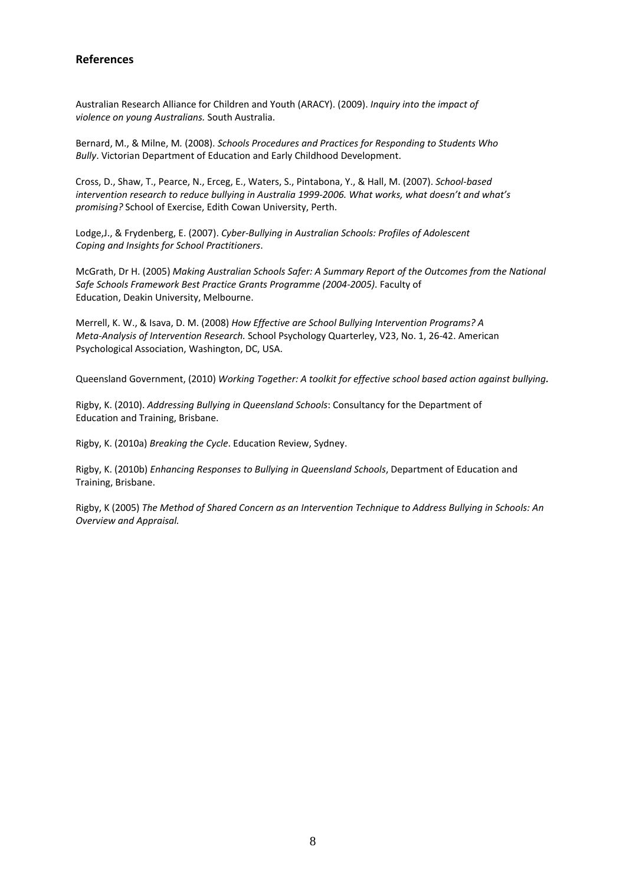## References

Australian Research Alliance for Children and Youth (ARACY). (2009). *Inquiry into the impact of violence on young Australians.* South Australia.

Bernard, M., & Milne, M. (2008). *Schools Procedures and Practices for Responding to Students Who Bully*. Victorian Department of Education and Early Childhood Development.

Cross, D., Shaw, T., Pearce, N., Erceg, E., Waters, S., Pintabona, Y., & Hall, M. (2007). *School-based intervention research to reduce bullying in Australia 1999-2006. What works, what doesn't and what's promising?* School of Exercise, Edith Cowan University, Perth.

Lodge,J., & Frydenberg, E. (2007). *Cyber-Bullying in Australian Schools: Profiles of Adolescent Coping and Insights for School Practitioners*.

McGrath, Dr H. (2005) *Making Australian Schools Safer: A Summary Report of the Outcomes from the National Safe Schools Framework Best Practice Grants Programme (2004-2005)*. Faculty of Education, Deakin University, Melbourne.

Merrell, K. W., & Isava, D. M. (2008) *How Effective are School Bullying Intervention Programs? A Meta-Analysis of Intervention Research.* School Psychology Quarterley, V23, No. 1, 26-42. American Psychological Association, Washington, DC, USA.

Queensland Government, (2010) *Working Together: A toolkit for effective school based action against bullying.*

Rigby, K. (2010). *Addressing Bullying in Queensland Schools*: Consultancy for the Department of Education and Training, Brisbane.

Rigby, K. (2010a) *Breaking the Cycle*. Education Review, Sydney.

Rigby, K. (2010b) *Enhancing Responses to Bullying in Queensland Schools*, Department of Education and Training, Brisbane.

Rigby, K (2005) *The Method of Shared Concern as an Intervention Technique to Address Bullying in Schools: An Overview and Appraisal.*